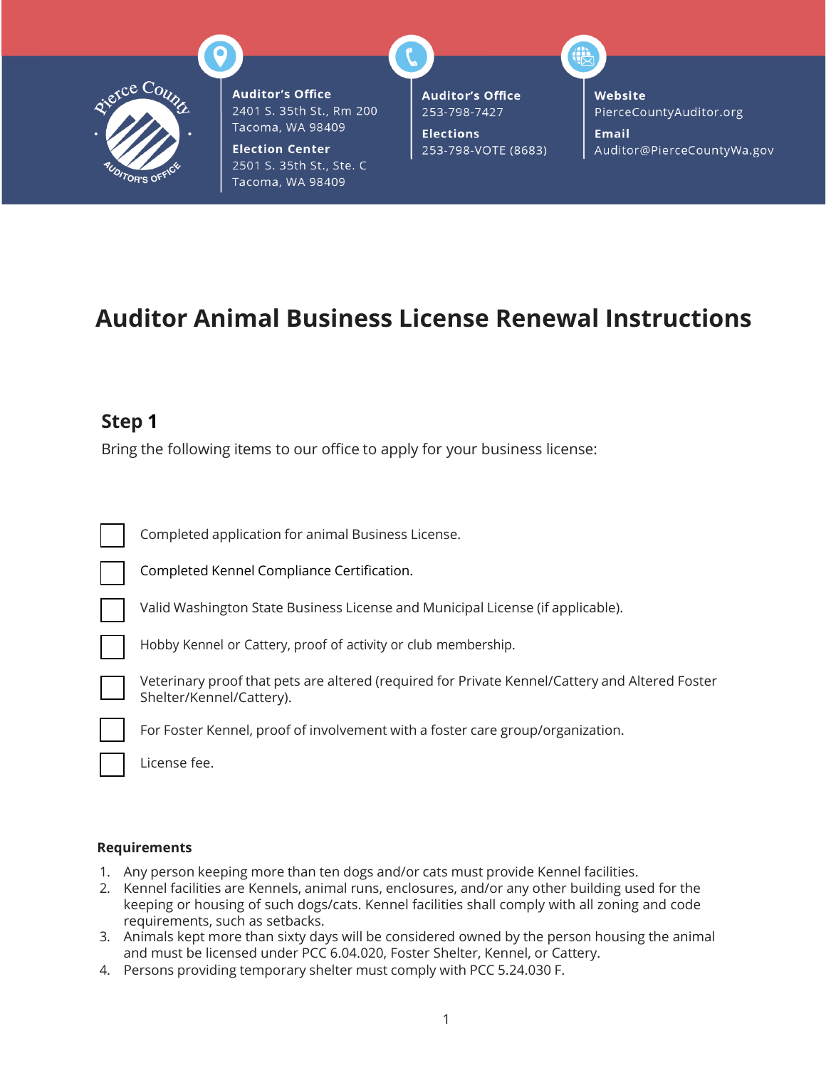**Auditor's Office**
2401 S. 35th St., Rm 200
Tacoma, WA 98409

**Election Center**
2501 S. 35th St., Ste. C
Tacoma, WA 98409

**Auditor's Office**
253-798-7427

**Elections**
253-798-VOTE (8683)

**Website**
PierceCountyAuditor.org

**Email**
Auditor@PierceCountyWa.gov

# Auditor Animal Business License Renewal Instructions

## Step 1

Bring the following items to our office to apply for your business license:

- [ ] Completed application for animal Business License.
- [ ] Completed Kennel Compliance Certification.
- [ ] Valid Washington State Business License and Municipal License (if applicable).
- [ ] Hobby Kennel or Cattery, proof of activity or club membership.
- [ ] Veterinary proof that pets are altered (required for Private Kennel/Cattery and Altered Foster Shelter/Kennel/Cattery).
- [ ] For Foster Kennel, proof of involvement with a foster care group/organization.
- [ ] License fee.

**Requirements**

1. Any person keeping more than ten dogs and/or cats must provide Kennel facilities.
2. Kennel facilities are Kennels, animal runs, enclosures, and/or any other building used for the keeping or housing of such dogs/cats. Kennel facilities shall comply with all zoning and code requirements, such as setbacks.
3. Animals kept more than sixty days will be considered owned by the person housing the animal and must be licensed under PCC 6.04.020, Foster Shelter, Kennel, or Cattery.
4. Persons providing temporary shelter must comply with PCC 5.24.030 F.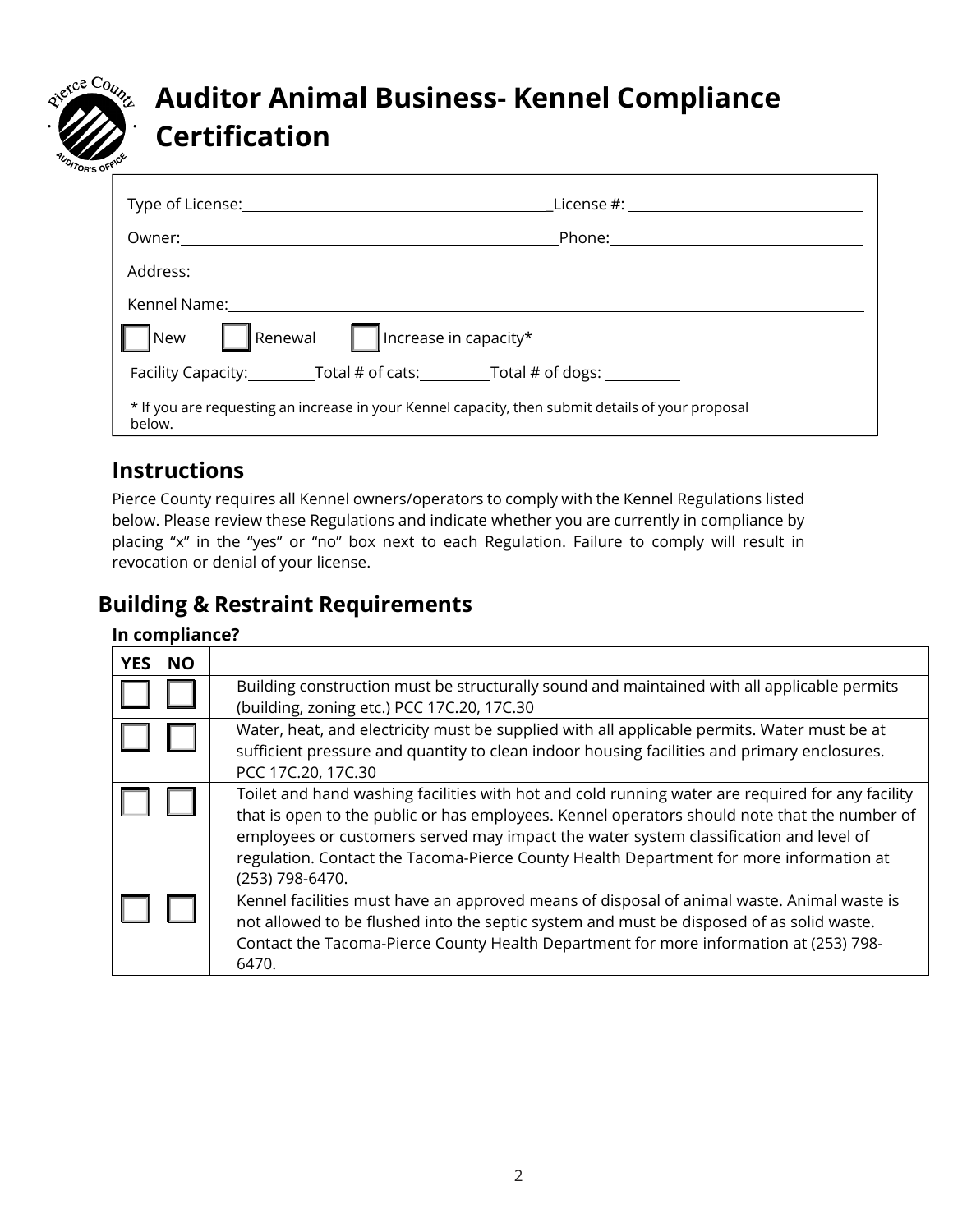# Auditor Animal Business- Kennel Compliance Certification

Type of License: \_\_\_\_\_\_\_\_\_\_\_\_\_\_\_\_\_\_\_\_ License #: \_\_\_\_\_\_\_\_\_\_\_\_\_\_\_\_\_\_\_\_

Owner: \_\_\_\_\_\_\_\_\_\_\_\_\_\_\_\_\_\_\_\_ Phone: \_\_\_\_\_\_\_\_\_\_\_\_\_\_\_\_\_\_\_\_

Address: \_\_\_\_\_\_\_\_\_\_\_\_\_\_\_\_\_\_\_\_\_\_\_\_\_\_\_\_\_\_\_\_\_\_\_\_\_\_\_\_

Kennel Name: \_\_\_\_\_\_\_\_\_\_\_\_\_\_\_\_\_\_\_\_\_\_\_\_\_\_\_\_\_\_\_\_\_\_\_\_\_\_\_\_

☐ New ☐ Renewal ☐ Increase in capacity*

Facility Capacity: \_\_\_\_\_\_\_\_ Total # of cats: \_\_\_\_\_\_\_\_ Total # of dogs: \_\_\_\_\_\_\_\_

* If you are requesting an increase in your Kennel capacity, then submit details of your proposal below.

## Instructions

Pierce County requires all Kennel owners/operators to comply with the Kennel Regulations listed below. Please review these Regulations and indicate whether you are currently in compliance by placing "x" in the "yes" or "no" box next to each Regulation. Failure to comply will result in revocation or denial of your license.

## Building & Restraint Requirements

**In compliance?**

| YES | NO | |
|---|---|---|
| ☐ | ☐ | Building construction must be structurally sound and maintained with all applicable permits (building, zoning etc.) PCC 17C.20, 17C.30 |
| ☐ | ☐ | Water, heat, and electricity must be supplied with all applicable permits. Water must be at sufficient pressure and quantity to clean indoor housing facilities and primary enclosures. PCC 17C.20, 17C.30 |
| ☐ | ☐ | Toilet and hand washing facilities with hot and cold running water are required for any facility that is open to the public or has employees. Kennel operators should note that the number of employees or customers served may impact the water system classification and level of regulation. Contact the Tacoma-Pierce County Health Department for more information at (253) 798-6470. |
| ☐ | ☐ | Kennel facilities must have an approved means of disposal of animal waste. Animal waste is not allowed to be flushed into the septic system and must be disposed of as solid waste. Contact the Tacoma-Pierce County Health Department for more information at (253) 798-6470. |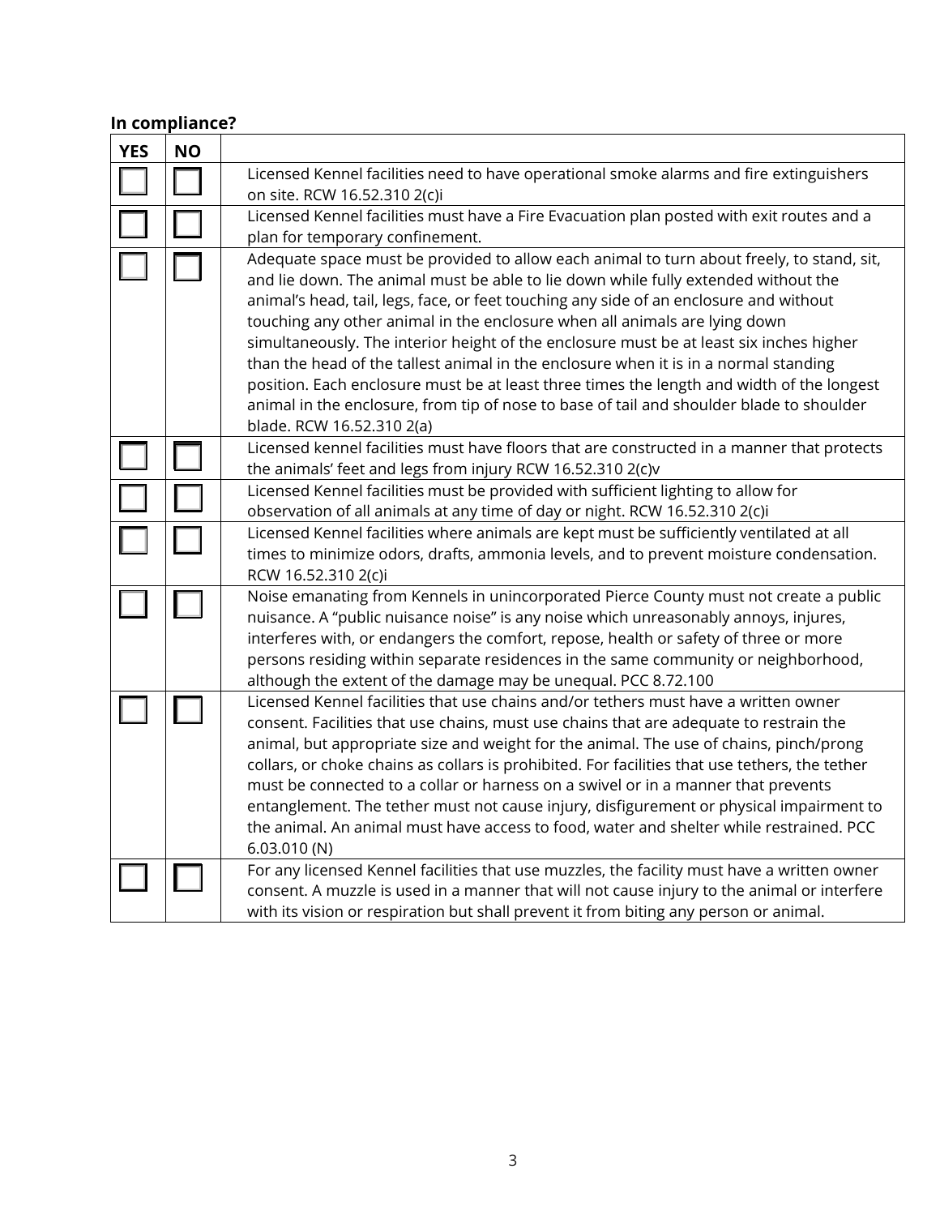**In compliance?**

| YES | NO | |
|---|---|---|
| ☐ | ☐ | Licensed Kennel facilities need to have operational smoke alarms and fire extinguishers on site. RCW 16.52.310 2(c)i |
| ☐ | ☐ | Licensed Kennel facilities must have a Fire Evacuation plan posted with exit routes and a plan for temporary confinement. |
| ☐ | ☐ | Adequate space must be provided to allow each animal to turn about freely, to stand, sit, and lie down. The animal must be able to lie down while fully extended without the animal's head, tail, legs, face, or feet touching any side of an enclosure and without touching any other animal in the enclosure when all animals are lying down simultaneously. The interior height of the enclosure must be at least six inches higher than the head of the tallest animal in the enclosure when it is in a normal standing position. Each enclosure must be at least three times the length and width of the longest animal in the enclosure, from tip of nose to base of tail and shoulder blade to shoulder blade. RCW 16.52.310 2(a) |
| ☐ | ☐ | Licensed kennel facilities must have floors that are constructed in a manner that protects the animals' feet and legs from injury RCW 16.52.310 2(c)v |
| ☐ | ☐ | Licensed Kennel facilities must be provided with sufficient lighting to allow for observation of all animals at any time of day or night. RCW 16.52.310 2(c)i |
| ☐ | ☐ | Licensed Kennel facilities where animals are kept must be sufficiently ventilated at all times to minimize odors, drafts, ammonia levels, and to prevent moisture condensation. RCW 16.52.310 2(c)i |
| ☐ | ☐ | Noise emanating from Kennels in unincorporated Pierce County must not create a public nuisance. A "public nuisance noise" is any noise which unreasonably annoys, injures, interferes with, or endangers the comfort, repose, health or safety of three or more persons residing within separate residences in the same community or neighborhood, although the extent of the damage may be unequal. PCC 8.72.100 |
| ☐ | ☐ | Licensed Kennel facilities that use chains and/or tethers must have a written owner consent. Facilities that use chains, must use chains that are adequate to restrain the animal, but appropriate size and weight for the animal. The use of chains, pinch/prong collars, or choke chains as collars is prohibited. For facilities that use tethers, the tether must be connected to a collar or harness on a swivel or in a manner that prevents entanglement. The tether must not cause injury, disfigurement or physical impairment to the animal. An animal must have access to food, water and shelter while restrained. PCC 6.03.010 (N) |
| ☐ | ☐ | For any licensed Kennel facilities that use muzzles, the facility must have a written owner consent. A muzzle is used in a manner that will not cause injury to the animal or interfere with its vision or respiration but shall prevent it from biting any person or animal. |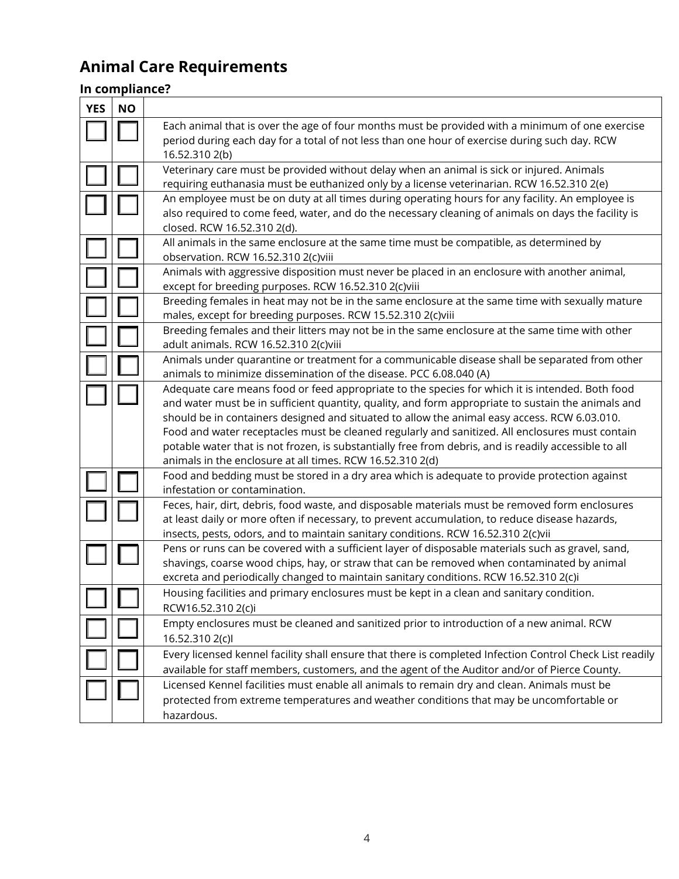## Animal Care Requirements

### In compliance?

| YES | NO | |
|---|---|---|
| ☐ | ☐ | Each animal that is over the age of four months must be provided with a minimum of one exercise period during each day for a total of not less than one hour of exercise during such day. RCW 16.52.310 2(b) |
| ☐ | ☐ | Veterinary care must be provided without delay when an animal is sick or injured. Animals requiring euthanasia must be euthanized only by a license veterinarian. RCW 16.52.310 2(e) |
| ☐ | ☐ | An employee must be on duty at all times during operating hours for any facility. An employee is also required to come feed, water, and do the necessary cleaning of animals on days the facility is closed. RCW 16.52.310 2(d). |
| ☐ | ☐ | All animals in the same enclosure at the same time must be compatible, as determined by observation. RCW 16.52.310 2(c)viii |
| ☐ | ☐ | Animals with aggressive disposition must never be placed in an enclosure with another animal, except for breeding purposes. RCW 16.52.310 2(c)viii |
| ☐ | ☐ | Breeding females in heat may not be in the same enclosure at the same time with sexually mature males, except for breeding purposes. RCW 15.52.310 2(c)viii |
| ☐ | ☐ | Breeding females and their litters may not be in the same enclosure at the same time with other adult animals. RCW 16.52.310 2(c)viii |
| ☐ | ☐ | Animals under quarantine or treatment for a communicable disease shall be separated from other animals to minimize dissemination of the disease. PCC 6.08.040 (A) |
| ☐ | ☐ | Adequate care means food or feed appropriate to the species for which it is intended. Both food and water must be in sufficient quantity, quality, and form appropriate to sustain the animals and should be in containers designed and situated to allow the animal easy access. RCW 6.03.010. Food and water receptacles must be cleaned regularly and sanitized. All enclosures must contain potable water that is not frozen, is substantially free from debris, and is readily accessible to all animals in the enclosure at all times. RCW 16.52.310 2(d) |
| ☐ | ☐ | Food and bedding must be stored in a dry area which is adequate to provide protection against infestation or contamination. |
| ☐ | ☐ | Feces, hair, dirt, debris, food waste, and disposable materials must be removed form enclosures at least daily or more often if necessary, to prevent accumulation, to reduce disease hazards, insects, pests, odors, and to maintain sanitary conditions. RCW 16.52.310 2(c)vii |
| ☐ | ☐ | Pens or runs can be covered with a sufficient layer of disposable materials such as gravel, sand, shavings, coarse wood chips, hay, or straw that can be removed when contaminated by animal excreta and periodically changed to maintain sanitary conditions. RCW 16.52.310 2(c)i |
| ☐ | ☐ | Housing facilities and primary enclosures must be kept in a clean and sanitary condition. RCW16.52.310 2(c)i |
| ☐ | ☐ | Empty enclosures must be cleaned and sanitized prior to introduction of a new animal. RCW 16.52.310 2(c)I |
| ☐ | ☐ | Every licensed kennel facility shall ensure that there is completed Infection Control Check List readily available for staff members, customers, and the agent of the Auditor and/or of Pierce County. |
| ☐ | ☐ | Licensed Kennel facilities must enable all animals to remain dry and clean. Animals must be protected from extreme temperatures and weather conditions that may be uncomfortable or hazardous. |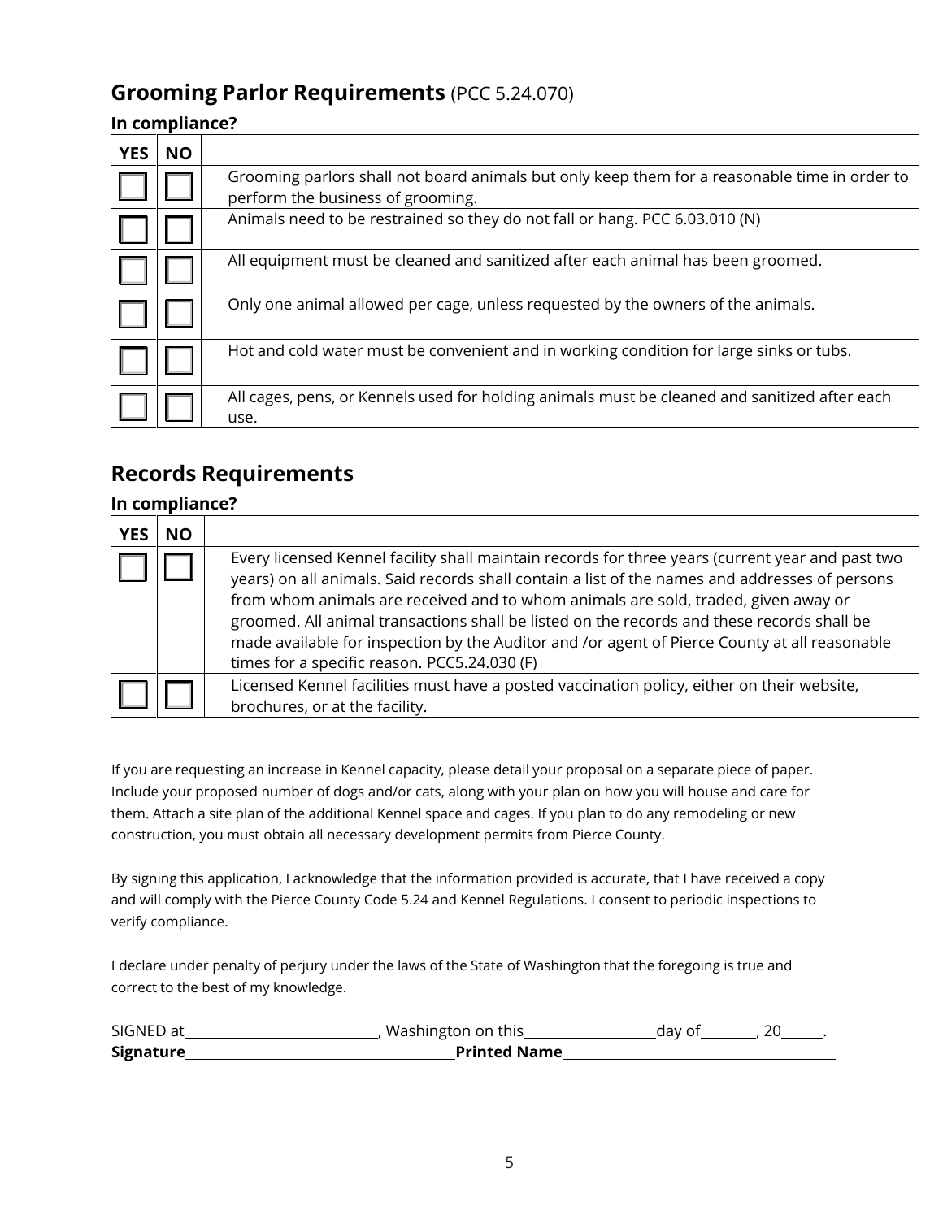## Grooming Parlor Requirements (PCC 5.24.070)

**In compliance?**

| YES | NO | |
|---|---|---|
| ☐ | ☐ | Grooming parlors shall not board animals but only keep them for a reasonable time in order to perform the business of grooming. |
| ☐ | ☐ | Animals need to be restrained so they do not fall or hang. PCC 6.03.010 (N) |
| ☐ | ☐ | All equipment must be cleaned and sanitized after each animal has been groomed. |
| ☐ | ☐ | Only one animal allowed per cage, unless requested by the owners of the animals. |
| ☐ | ☐ | Hot and cold water must be convenient and in working condition for large sinks or tubs. |
| ☐ | ☐ | All cages, pens, or Kennels used for holding animals must be cleaned and sanitized after each use. |

## Records Requirements

**In compliance?**

| YES | NO | |
|---|---|---|
| ☐ | ☐ | Every licensed Kennel facility shall maintain records for three years (current year and past two years) on all animals. Said records shall contain a list of the names and addresses of persons from whom animals are received and to whom animals are sold, traded, given away or groomed. All animal transactions shall be listed on the records and these records shall be made available for inspection by the Auditor and /or agent of Pierce County at all reasonable times for a specific reason. PCC5.24.030 (F) |
| ☐ | ☐ | Licensed Kennel facilities must have a posted vaccination policy, either on their website, brochures, or at the facility. |

If you are requesting an increase in Kennel capacity, please detail your proposal on a separate piece of paper. Include your proposed number of dogs and/or cats, along with your plan on how you will house and care for them. Attach a site plan of the additional Kennel space and cages. If you plan to do any remodeling or new construction, you must obtain all necessary development permits from Pierce County.

By signing this application, I acknowledge that the information provided is accurate, that I have received a copy and will comply with the Pierce County Code 5.24 and Kennel Regulations. I consent to periodic inspections to verify compliance.

I declare under penalty of perjury under the laws of the State of Washington that the foregoing is true and correct to the best of my knowledge.

SIGNED at\_\_\_\_\_\_\_\_\_\_\_\_\_\_\_\_\_\_\_\_\_\_\_\_\_\_, Washington on this\_\_\_\_\_\_\_\_\_\_\_\_\_\_\_\_\_\_day of\_\_\_\_\_\_\_\_, 20\_\_\_\_\_\_.

**Signature**\_\_\_\_\_\_\_\_\_\_\_\_\_\_\_\_\_\_\_\_\_\_\_\_\_\_\_\_\_\_\_\_\_\_\_\_\_\_ **Printed Name**\_\_\_\_\_\_\_\_\_\_\_\_\_\_\_\_\_\_\_\_\_\_\_\_\_\_\_\_\_\_\_\_\_\_\_\_\_\_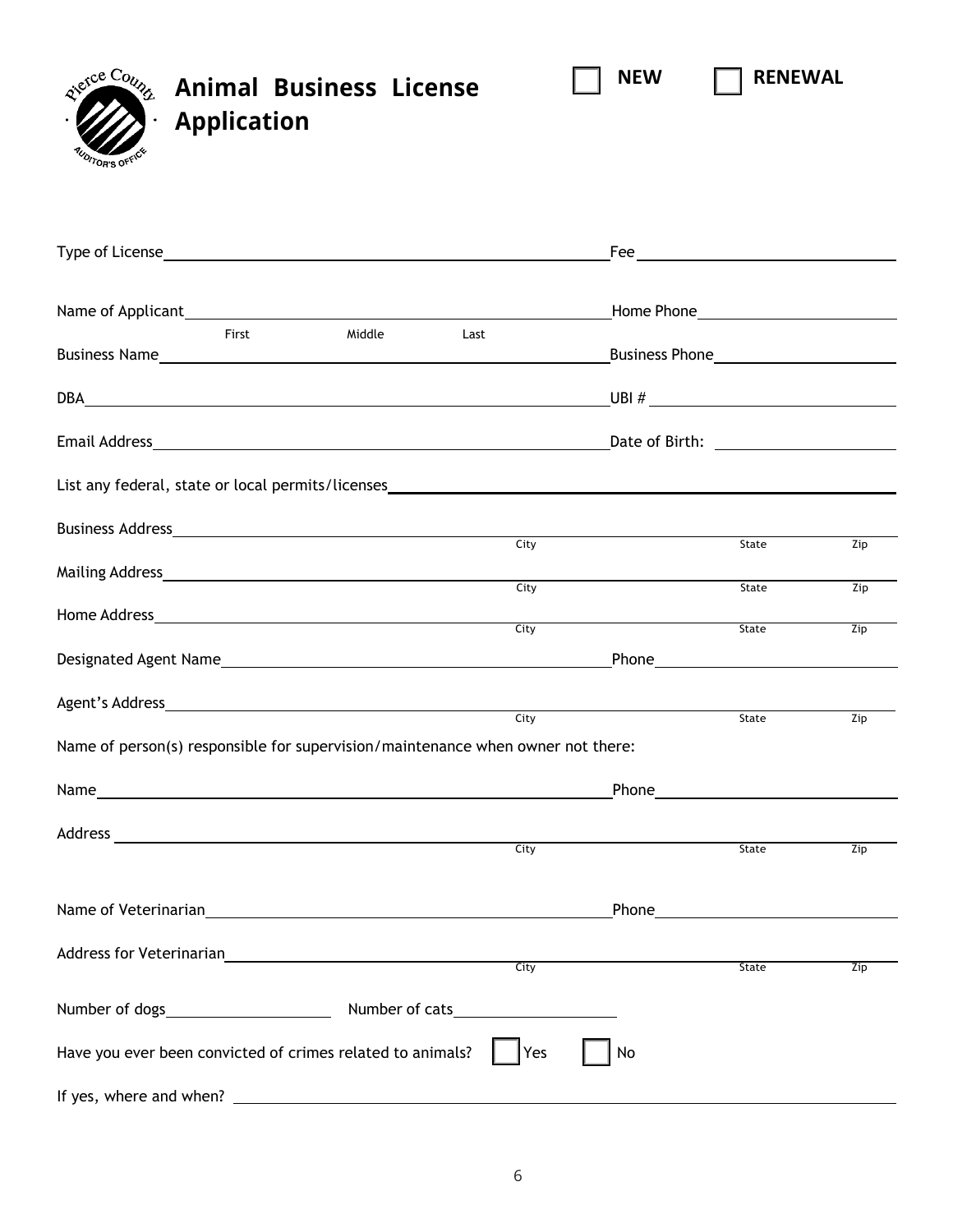# Animal Business License Application

☐ **NEW** ☐ **RENEWAL**

Type of License\_\_\_\_\_\_\_\_\_\_\_\_\_\_\_\_\_\_\_\_\_\_\_\_\_\_\_\_\_\_ Fee\_\_\_\_\_\_\_\_\_\_\_\_\_\_\_\_\_\_\_\_

Name of Applicant\_\_\_\_\_\_\_\_\_\_\_\_\_\_\_\_\_\_\_\_\_\_\_\_\_\_\_\_\_\_ Home Phone\_\_\_\_\_\_\_\_\_\_\_\_\_\_\_\_\_\_\_\_
First Middle Last

Business Name\_\_\_\_\_\_\_\_\_\_\_\_\_\_\_\_\_\_\_\_\_\_\_\_\_\_\_\_\_\_ Business Phone\_\_\_\_\_\_\_\_\_\_\_\_\_\_\_\_\_\_\_\_

DBA\_\_\_\_\_\_\_\_\_\_\_\_\_\_\_\_\_\_\_\_\_\_\_\_\_\_\_\_\_\_ UBI # \_\_\_\_\_\_\_\_\_\_\_\_\_\_\_\_\_\_\_\_

Email Address\_\_\_\_\_\_\_\_\_\_\_\_\_\_\_\_\_\_\_\_\_\_\_\_\_\_\_\_\_\_ Date of Birth: \_\_\_\_\_\_\_\_\_\_\_\_\_\_\_\_\_\_\_\_

List any federal, state or local permits/licenses\_\_\_\_\_\_\_\_\_\_\_\_\_\_\_\_\_\_\_\_\_\_\_\_\_\_\_\_\_\_

Business Address\_\_\_\_\_\_\_\_\_\_\_\_\_\_\_\_\_\_\_\_ City\_\_\_\_\_\_\_\_\_\_ State\_\_\_\_ Zip\_\_\_\_

Mailing Address\_\_\_\_\_\_\_\_\_\_\_\_\_\_\_\_\_\_\_\_ City\_\_\_\_\_\_\_\_\_\_ State\_\_\_\_ Zip\_\_\_\_

Home Address\_\_\_\_\_\_\_\_\_\_\_\_\_\_\_\_\_\_\_\_ City\_\_\_\_\_\_\_\_\_\_ State\_\_\_\_ Zip\_\_\_\_

Designated Agent Name\_\_\_\_\_\_\_\_\_\_\_\_\_\_\_\_\_\_\_\_\_\_\_\_\_\_\_\_\_\_ Phone\_\_\_\_\_\_\_\_\_\_\_\_\_\_\_\_\_\_\_\_

Agent's Address\_\_\_\_\_\_\_\_\_\_\_\_\_\_\_\_\_\_\_\_ City\_\_\_\_\_\_\_\_\_\_ State\_\_\_\_ Zip\_\_\_\_

Name of person(s) responsible for supervision/maintenance when owner not there:

Name\_\_\_\_\_\_\_\_\_\_\_\_\_\_\_\_\_\_\_\_\_\_\_\_\_\_\_\_\_\_ Phone\_\_\_\_\_\_\_\_\_\_\_\_\_\_\_\_\_\_\_\_

Address \_\_\_\_\_\_\_\_\_\_\_\_\_\_\_\_\_\_\_\_ City\_\_\_\_\_\_\_\_\_\_ State\_\_\_\_ Zip\_\_\_\_

Name of Veterinarian\_\_\_\_\_\_\_\_\_\_\_\_\_\_\_\_\_\_\_\_\_\_\_\_\_\_\_\_\_\_ Phone\_\_\_\_\_\_\_\_\_\_\_\_\_\_\_\_\_\_\_\_

Address for Veterinarian\_\_\_\_\_\_\_\_\_\_\_\_\_\_\_\_\_\_\_\_ City\_\_\_\_\_\_\_\_\_\_ State\_\_\_\_ Zip\_\_\_\_

Number of dogs\_\_\_\_\_\_\_\_\_\_\_\_\_\_\_\_\_\_\_\_ Number of cats\_\_\_\_\_\_\_\_\_\_\_\_\_\_\_\_\_\_\_\_

Have you ever been convicted of crimes related to animals? ☐ Yes ☐ No

If yes, where and when? \_\_\_\_\_\_\_\_\_\_\_\_\_\_\_\_\_\_\_\_\_\_\_\_\_\_\_\_\_\_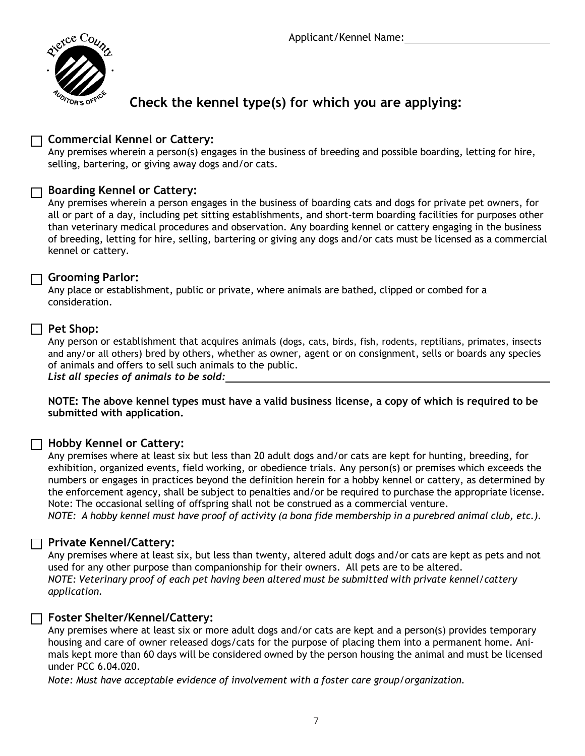Applicant/Kennel Name: ____________________________

## Check the kennel type(s) for which you are applying:

☐ **Commercial Kennel or Cattery:**
Any premises wherein a person(s) engages in the business of breeding and possible boarding, letting for hire, selling, bartering, or giving away dogs and/or cats.

☐ **Boarding Kennel or Cattery:**
Any premises wherein a person engages in the business of boarding cats and dogs for private pet owners, for all or part of a day, including pet sitting establishments, and short-term boarding facilities for purposes other than veterinary medical procedures and observation. Any boarding kennel or cattery engaging in the business of breeding, letting for hire, selling, bartering or giving any dogs and/or cats must be licensed as a commercial kennel or cattery.

☐ **Grooming Parlor:**
Any place or establishment, public or private, where animals are bathed, clipped or combed for a consideration.

☐ **Pet Shop:**
Any person or establishment that acquires animals (dogs, cats, birds, fish, rodents, reptilians, primates, insects and any/or all others) bred by others, whether as owner, agent or on consignment, sells or boards any species of animals and offers to sell such animals to the public.
***List all species of animals to be sold:*** ____________________________________________

**NOTE: The above kennel types must have a valid business license, a copy of which is required to be submitted with application.**

☐ **Hobby Kennel or Cattery:**
Any premises where at least six but less than 20 adult dogs and/or cats are kept for hunting, breeding, for exhibition, organized events, field working, or obedience trials. Any person(s) or premises which exceeds the numbers or engages in practices beyond the definition herein for a hobby kennel or cattery, as determined by the enforcement agency, shall be subject to penalties and/or be required to purchase the appropriate license. Note: The occasional selling of offspring shall not be construed as a commercial venture.
*NOTE: A hobby kennel must have proof of activity (a bona fide membership in a purebred animal club, etc.).*

☐ **Private Kennel/Cattery:**
Any premises where at least six, but less than twenty, altered adult dogs and/or cats are kept as pets and not used for any other purpose than companionship for their owners. All pets are to be altered.
*NOTE: Veterinary proof of each pet having been altered must be submitted with private kennel/cattery application.*

☐ **Foster Shelter/Kennel/Cattery:**
Any premises where at least six or more adult dogs and/or cats are kept and a person(s) provides temporary housing and care of owner released dogs/cats for the purpose of placing them into a permanent home. Animals kept more than 60 days will be considered owned by the person housing the animal and must be licensed under PCC 6.04.020.
*Note: Must have acceptable evidence of involvement with a foster care group/organization.*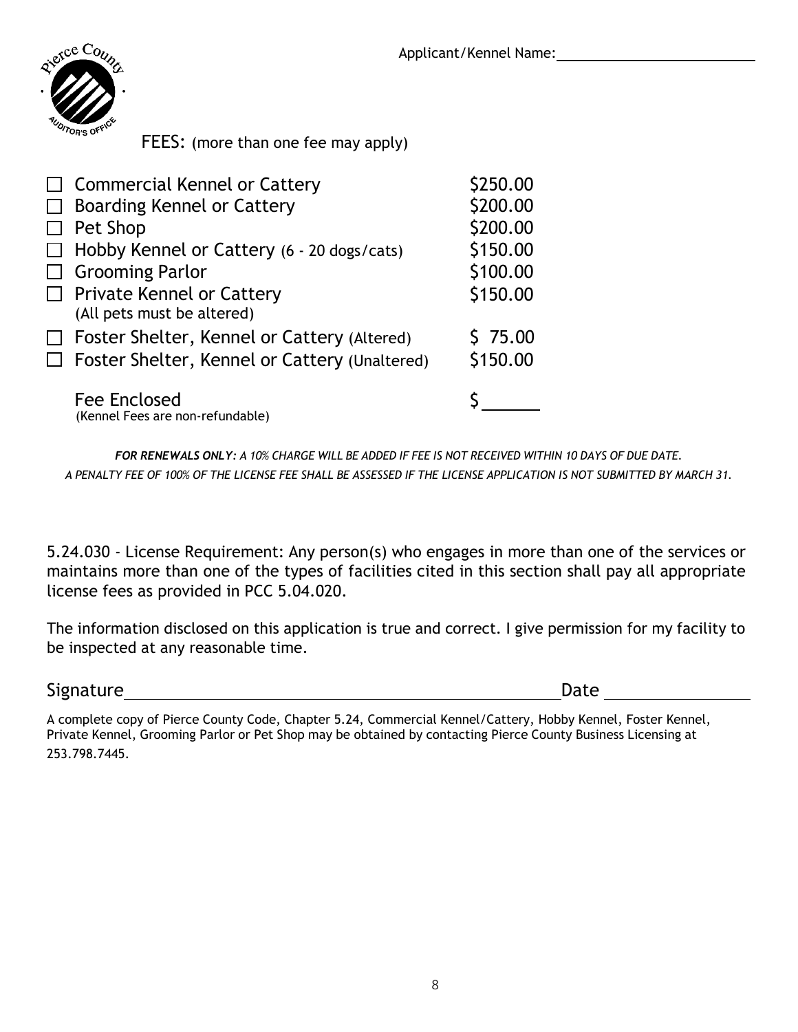Applicant/Kennel Name: ______________________

FEES: (more than one fee may apply)

| | | |
|---|---|---|
| ☐ | Commercial Kennel or Cattery | $250.00 |
| ☐ | Boarding Kennel or Cattery | $200.00 |
| ☐ | Pet Shop | $200.00 |
| ☐ | Hobby Kennel or Cattery (6 - 20 dogs/cats) | $150.00 |
| ☐ | Grooming Parlor | $100.00 |
| ☐ | Private Kennel or Cattery (All pets must be altered) | $150.00 |
| ☐ | Foster Shelter, Kennel or Cattery (Altered) | $ 75.00 |
| ☐ | Foster Shelter, Kennel or Cattery (Unaltered) | $150.00 |
| | Fee Enclosed (Kennel Fees are non-refundable) | $______ |

***FOR RENEWALS ONLY:*** *A 10% CHARGE WILL BE ADDED IF FEE IS NOT RECEIVED WITHIN 10 DAYS OF DUE DATE.*
*A PENALTY FEE OF 100% OF THE LICENSE FEE SHALL BE ASSESSED IF THE LICENSE APPLICATION IS NOT SUBMITTED BY MARCH 31.*

5.24.030 - License Requirement: Any person(s) who engages in more than one of the services or maintains more than one of the types of facilities cited in this section shall pay all appropriate license fees as provided in PCC 5.04.020.

The information disclosed on this application is true and correct. I give permission for my facility to be inspected at any reasonable time.

Signature ________________________________________ Date ______________

A complete copy of Pierce County Code, Chapter 5.24, Commercial Kennel/Cattery, Hobby Kennel, Foster Kennel, Private Kennel, Grooming Parlor or Pet Shop may be obtained by contacting Pierce County Business Licensing at 253.798.7445.